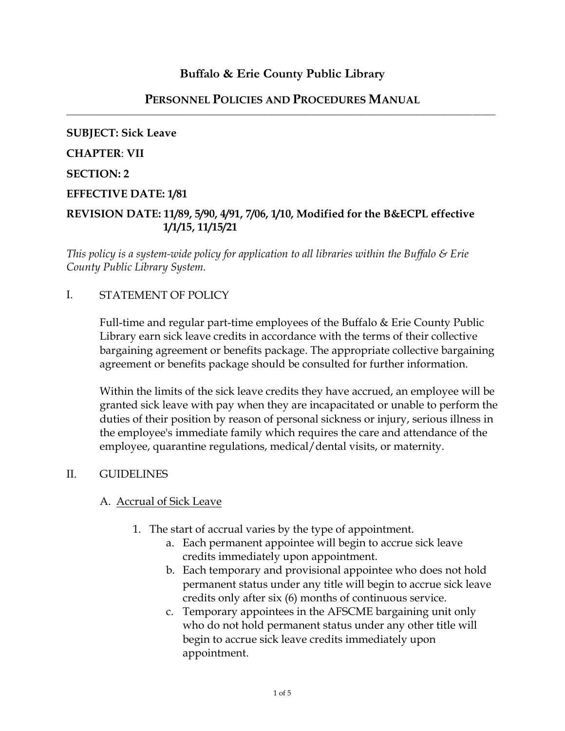# Buffalo & Erie County Public Library

## PERSONNEL POLICIES AND PROCEDURES MANUAL

---

**SUBJECT: Sick Leave**

**CHAPTER**: **VII**

**SECTION: 2**

**EFFECTIVE DATE: 1/81**

**REVISION DATE: 11/89, 5/90, 4/91, 7/06, 1/10, Modified for the B&ECPL effective 1/1/15, 11/15/21**

*This policy is a system-wide policy for application to all libraries within the Buffalo & Erie County Public Library System.*

I. STATEMENT OF POLICY

Full-time and regular part-time employees of the Buffalo & Erie County Public Library earn sick leave credits in accordance with the terms of their collective bargaining agreement or benefits package. The appropriate collective bargaining agreement or benefits package should be consulted for further information.

Within the limits of the sick leave credits they have accrued, an employee will be granted sick leave with pay when they are incapacitated or unable to perform the duties of their position by reason of personal sickness or injury, serious illness in the employee's immediate family which requires the care and attendance of the employee, quarantine regulations, medical/dental visits, or maternity.

II. GUIDELINES

A. Accrual of Sick Leave

1. The start of accrual varies by the type of appointment.
   a. Each permanent appointee will begin to accrue sick leave credits immediately upon appointment.
   b. Each temporary and provisional appointee who does not hold permanent status under any title will begin to accrue sick leave credits only after six (6) months of continuous service.
   c. Temporary appointees in the AFSCME bargaining unit only who do not hold permanent status under any other title will begin to accrue sick leave credits immediately upon appointment.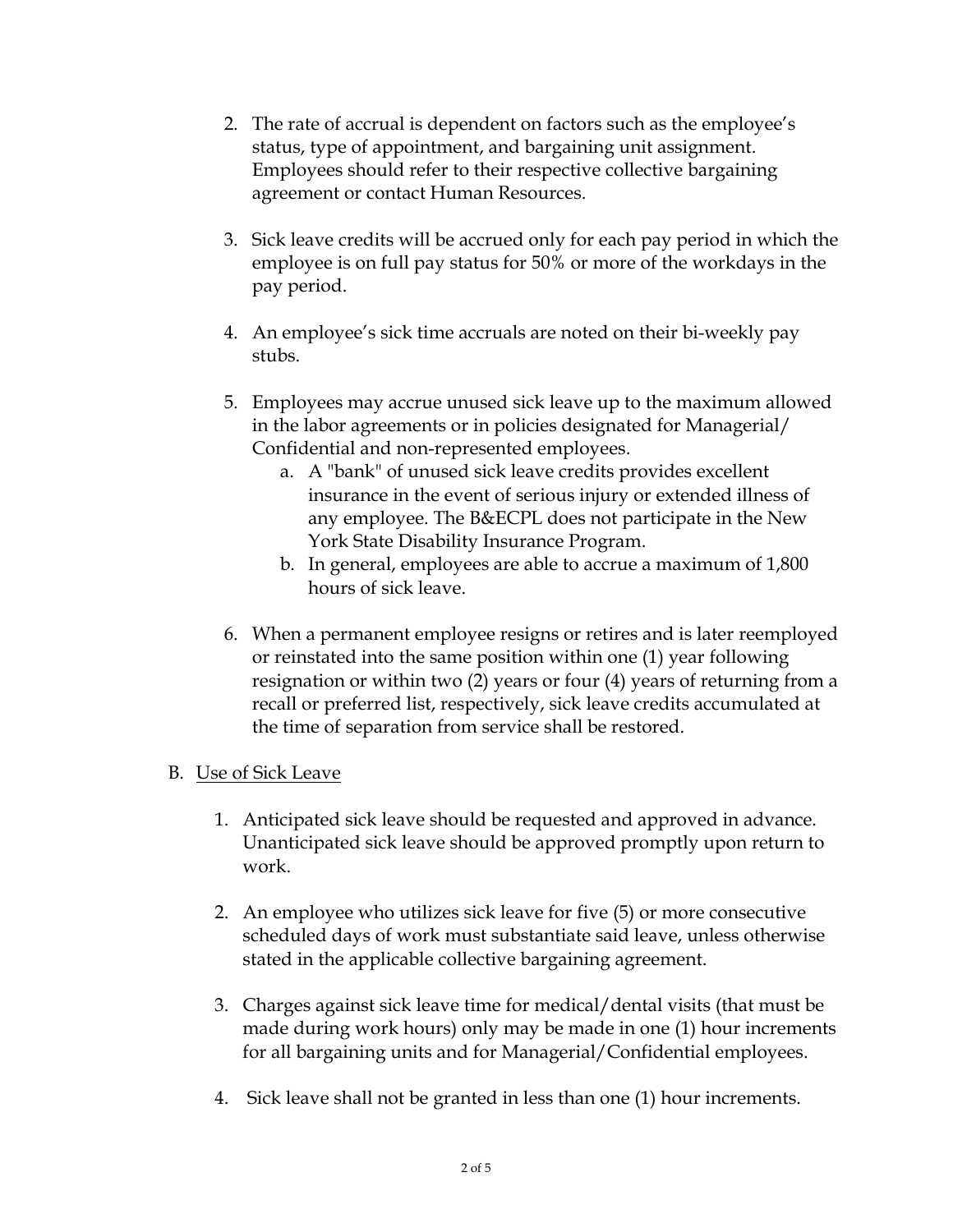2. The rate of accrual is dependent on factors such as the employee's status, type of appointment, and bargaining unit assignment. Employees should refer to their respective collective bargaining agreement or contact Human Resources.

3. Sick leave credits will be accrued only for each pay period in which the employee is on full pay status for 50% or more of the workdays in the pay period.

4. An employee's sick time accruals are noted on their bi-weekly pay stubs.

5. Employees may accrue unused sick leave up to the maximum allowed in the labor agreements or in policies designated for Managerial/ Confidential and non-represented employees.
   a. A "bank" of unused sick leave credits provides excellent insurance in the event of serious injury or extended illness of any employee. The B&ECPL does not participate in the New York State Disability Insurance Program.
   b. In general, employees are able to accrue a maximum of 1,800 hours of sick leave.

6. When a permanent employee resigns or retires and is later reemployed or reinstated into the same position within one (1) year following resignation or within two (2) years or four (4) years of returning from a recall or preferred list, respectively, sick leave credits accumulated at the time of separation from service shall be restored.

B. <u>Use of Sick Leave</u>

1. Anticipated sick leave should be requested and approved in advance. Unanticipated sick leave should be approved promptly upon return to work.

2. An employee who utilizes sick leave for five (5) or more consecutive scheduled days of work must substantiate said leave, unless otherwise stated in the applicable collective bargaining agreement.

3. Charges against sick leave time for medical/dental visits (that must be made during work hours) only may be made in one (1) hour increments for all bargaining units and for Managerial/Confidential employees.

4. Sick leave shall not be granted in less than one (1) hour increments.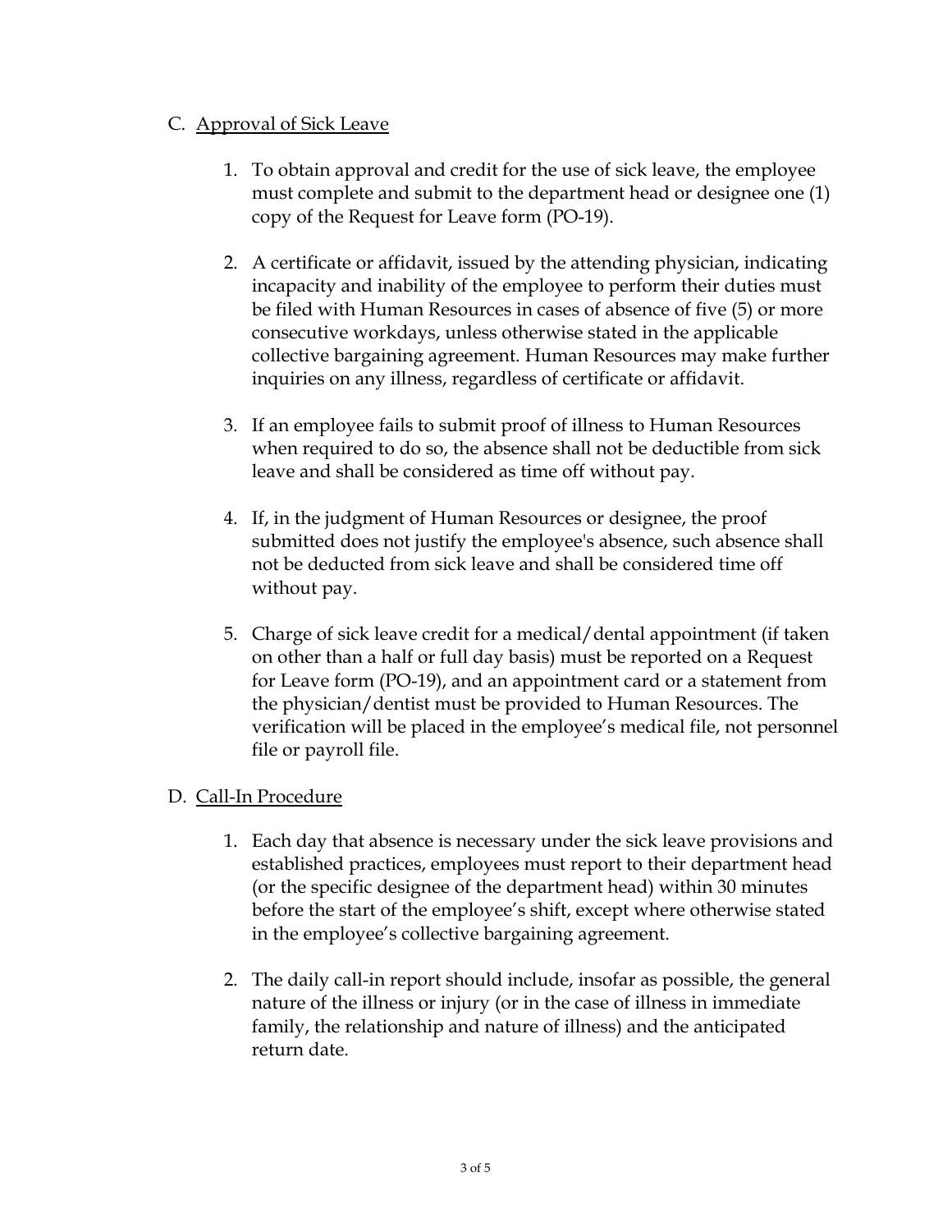C. <u>Approval of Sick Leave</u>

1. To obtain approval and credit for the use of sick leave, the employee must complete and submit to the department head or designee one (1) copy of the Request for Leave form (PO-19).

2. A certificate or affidavit, issued by the attending physician, indicating incapacity and inability of the employee to perform their duties must be filed with Human Resources in cases of absence of five (5) or more consecutive workdays, unless otherwise stated in the applicable collective bargaining agreement. Human Resources may make further inquiries on any illness, regardless of certificate or affidavit.

3. If an employee fails to submit proof of illness to Human Resources when required to do so, the absence shall not be deductible from sick leave and shall be considered as time off without pay.

4. If, in the judgment of Human Resources or designee, the proof submitted does not justify the employee's absence, such absence shall not be deducted from sick leave and shall be considered time off without pay.

5. Charge of sick leave credit for a medical/dental appointment (if taken on other than a half or full day basis) must be reported on a Request for Leave form (PO-19), and an appointment card or a statement from the physician/dentist must be provided to Human Resources. The verification will be placed in the employee's medical file, not personnel file or payroll file.

D. <u>Call-In Procedure</u>

1. Each day that absence is necessary under the sick leave provisions and established practices, employees must report to their department head (or the specific designee of the department head) within 30 minutes before the start of the employee's shift, except where otherwise stated in the employee's collective bargaining agreement.

2. The daily call-in report should include, insofar as possible, the general nature of the illness or injury (or in the case of illness in immediate family, the relationship and nature of illness) and the anticipated return date.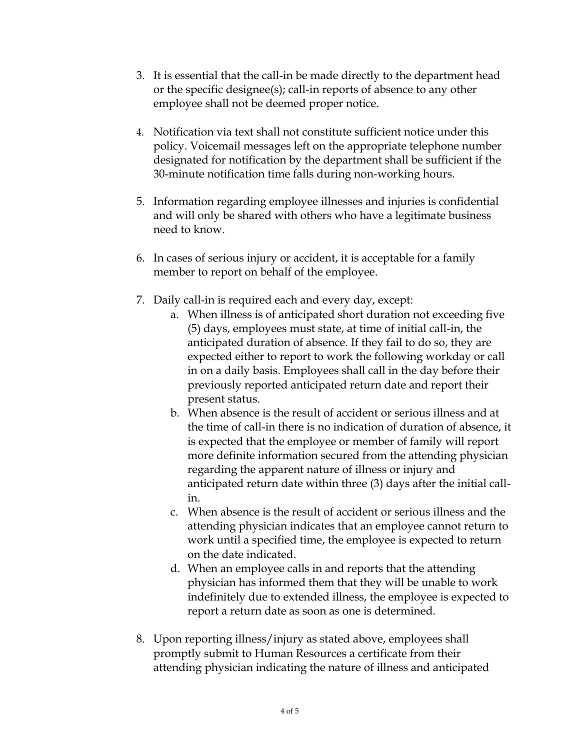3. It is essential that the call-in be made directly to the department head or the specific designee(s); call-in reports of absence to any other employee shall not be deemed proper notice.

4. Notification via text shall not constitute sufficient notice under this policy. Voicemail messages left on the appropriate telephone number designated for notification by the department shall be sufficient if the 30-minute notification time falls during non-working hours.

5. Information regarding employee illnesses and injuries is confidential and will only be shared with others who have a legitimate business need to know.

6. In cases of serious injury or accident, it is acceptable for a family member to report on behalf of the employee.

7. Daily call-in is required each and every day, except:
   a. When illness is of anticipated short duration not exceeding five (5) days, employees must state, at time of initial call-in, the anticipated duration of absence. If they fail to do so, they are expected either to report to work the following workday or call in on a daily basis. Employees shall call in the day before their previously reported anticipated return date and report their present status.
   b. When absence is the result of accident or serious illness and at the time of call-in there is no indication of duration of absence, it is expected that the employee or member of family will report more definite information secured from the attending physician regarding the apparent nature of illness or injury and anticipated return date within three (3) days after the initial call-in.
   c. When absence is the result of accident or serious illness and the attending physician indicates that an employee cannot return to work until a specified time, the employee is expected to return on the date indicated.
   d. When an employee calls in and reports that the attending physician has informed them that they will be unable to work indefinitely due to extended illness, the employee is expected to report a return date as soon as one is determined.

8. Upon reporting illness/injury as stated above, employees shall promptly submit to Human Resources a certificate from their attending physician indicating the nature of illness and anticipated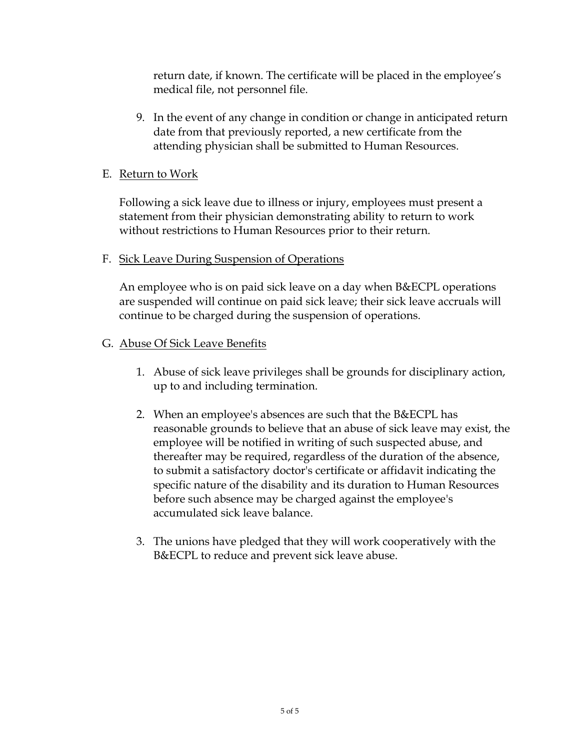return date, if known. The certificate will be placed in the employee's medical file, not personnel file.

9. In the event of any change in condition or change in anticipated return date from that previously reported, a new certificate from the attending physician shall be submitted to Human Resources.

E. Return to Work

Following a sick leave due to illness or injury, employees must present a statement from their physician demonstrating ability to return to work without restrictions to Human Resources prior to their return.

F. Sick Leave During Suspension of Operations

An employee who is on paid sick leave on a day when B&ECPL operations are suspended will continue on paid sick leave; their sick leave accruals will continue to be charged during the suspension of operations.

G. Abuse Of Sick Leave Benefits

1. Abuse of sick leave privileges shall be grounds for disciplinary action, up to and including termination.

2. When an employee's absences are such that the B&ECPL has reasonable grounds to believe that an abuse of sick leave may exist, the employee will be notified in writing of such suspected abuse, and thereafter may be required, regardless of the duration of the absence, to submit a satisfactory doctor's certificate or affidavit indicating the specific nature of the disability and its duration to Human Resources before such absence may be charged against the employee's accumulated sick leave balance.

3. The unions have pledged that they will work cooperatively with the B&ECPL to reduce and prevent sick leave abuse.